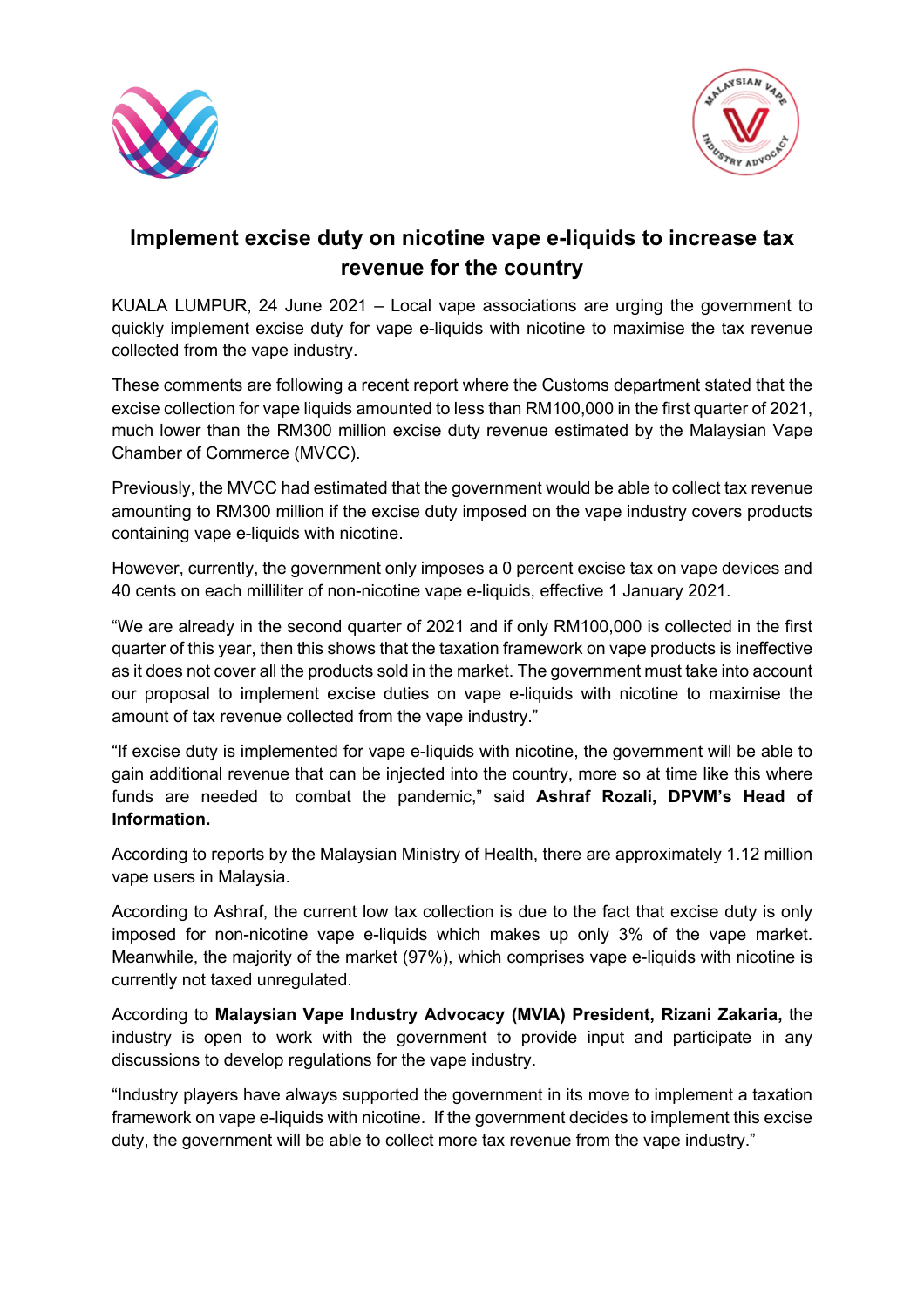# Implement excise duty on nicotine vape e-liquids to increase tax revenue for the country

KUALA LUMPUR, 24 June 2021 – Local vape associations are urging the government to quickly implement excise duty for vape e-liquids with nicotine to maximise the tax revenue collected from the vape industry.

These comments are following a recent report where the Customs department stated that the excise collection for vape liquids amounted to less than RM100,000 in the first quarter of 2021, much lower than the RM300 million excise duty revenue estimated by the Malaysian Vape Chamber of Commerce (MVCC).

Previously, the MVCC had estimated that the government would be able to collect tax revenue amounting to RM300 million if the excise duty imposed on the vape industry covers products containing vape e-liquids with nicotine.

However, currently, the government only imposes a 0 percent excise tax on vape devices and 40 cents on each milliliter of non-nicotine vape e-liquids, effective 1 January 2021.

"We are already in the second quarter of 2021 and if only RM100,000 is collected in the first quarter of this year, then this shows that the taxation framework on vape products is ineffective as it does not cover all the products sold in the market. The government must take into account our proposal to implement excise duties on vape e-liquids with nicotine to maximise the amount of tax revenue collected from the vape industry."

"If excise duty is implemented for vape e-liquids with nicotine, the government will be able to gain additional revenue that can be injected into the country, more so at time like this where funds are needed to combat the pandemic," said **Ashraf Rozali, DPVM's Head of Information.**

According to reports by the Malaysian Ministry of Health, there are approximately 1.12 million vape users in Malaysia.

According to Ashraf, the current low tax collection is due to the fact that excise duty is only imposed for non-nicotine vape e-liquids which makes up only 3% of the vape market. Meanwhile, the majority of the market (97%), which comprises vape e-liquids with nicotine is currently not taxed unregulated.

According to **Malaysian Vape Industry Advocacy (MVIA) President, Rizani Zakaria,** the industry is open to work with the government to provide input and participate in any discussions to develop regulations for the vape industry.

"Industry players have always supported the government in its move to implement a taxation framework on vape e-liquids with nicotine. If the government decides to implement this excise duty, the government will be able to collect more tax revenue from the vape industry."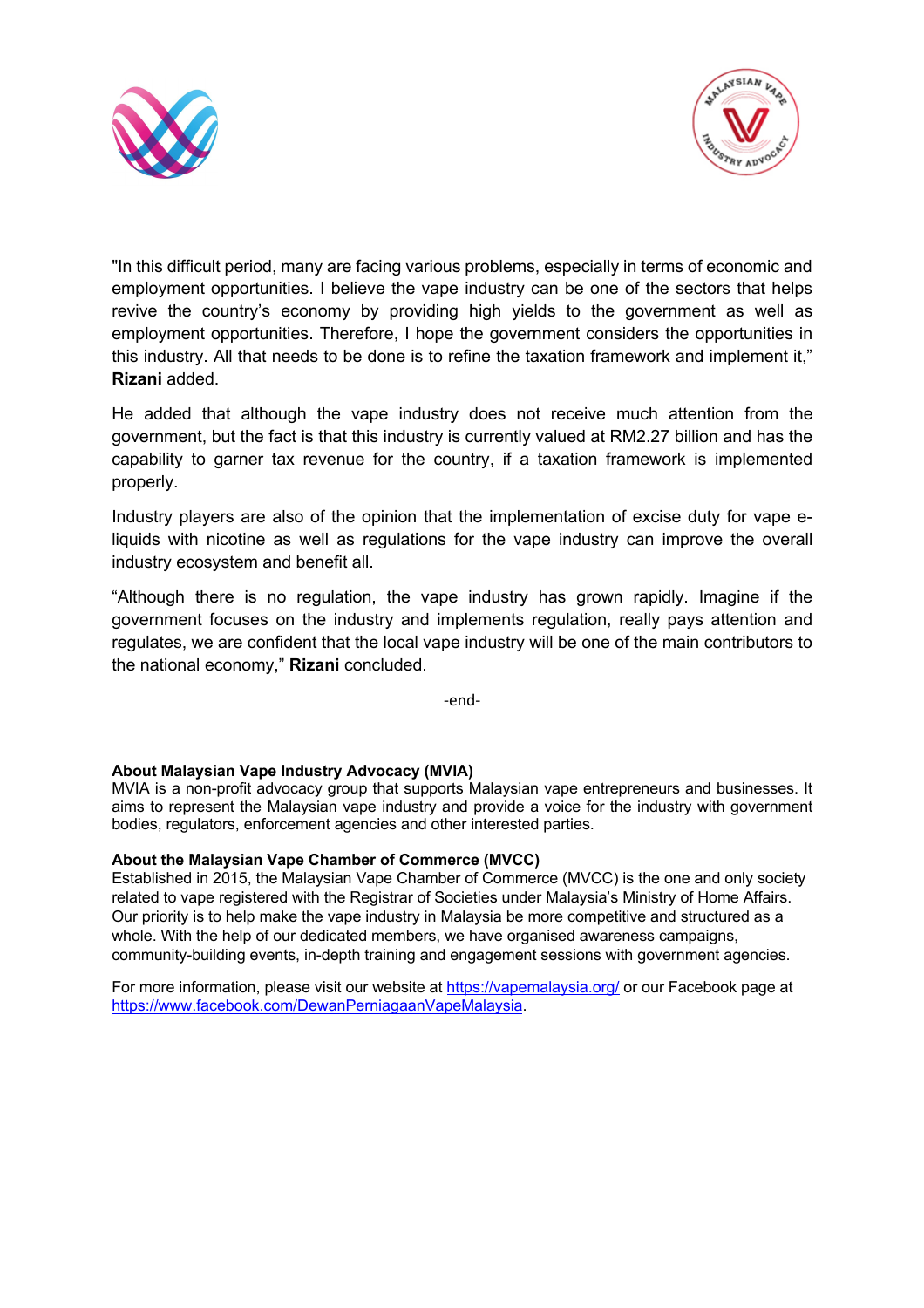"In this difficult period, many are facing various problems, especially in terms of economic and employment opportunities. I believe the vape industry can be one of the sectors that helps revive the country's economy by providing high yields to the government as well as employment opportunities. Therefore, I hope the government considers the opportunities in this industry. All that needs to be done is to refine the taxation framework and implement it," **Rizani** added.

He added that although the vape industry does not receive much attention from the government, but the fact is that this industry is currently valued at RM2.27 billion and has the capability to garner tax revenue for the country, if a taxation framework is implemented properly.

Industry players are also of the opinion that the implementation of excise duty for vape e-liquids with nicotine as well as regulations for the vape industry can improve the overall industry ecosystem and benefit all.

"Although there is no regulation, the vape industry has grown rapidly. Imagine if the government focuses on the industry and implements regulation, really pays attention and regulates, we are confident that the local vape industry will be one of the main contributors to the national economy," **Rizani** concluded.

-end-

**About Malaysian Vape Industry Advocacy (MVIA)**
MVIA is a non-profit advocacy group that supports Malaysian vape entrepreneurs and businesses. It aims to represent the Malaysian vape industry and provide a voice for the industry with government bodies, regulators, enforcement agencies and other interested parties.

**About the Malaysian Vape Chamber of Commerce (MVCC)**
Established in 2015, the Malaysian Vape Chamber of Commerce (MVCC) is the one and only society related to vape registered with the Registrar of Societies under Malaysia's Ministry of Home Affairs. Our priority is to help make the vape industry in Malaysia be more competitive and structured as a whole. With the help of our dedicated members, we have organised awareness campaigns, community-building events, in-depth training and engagement sessions with government agencies.

For more information, please visit our website at https://vapemalaysia.org/ or our Facebook page at https://www.facebook.com/DewanPerniagaanVapeMalaysia.